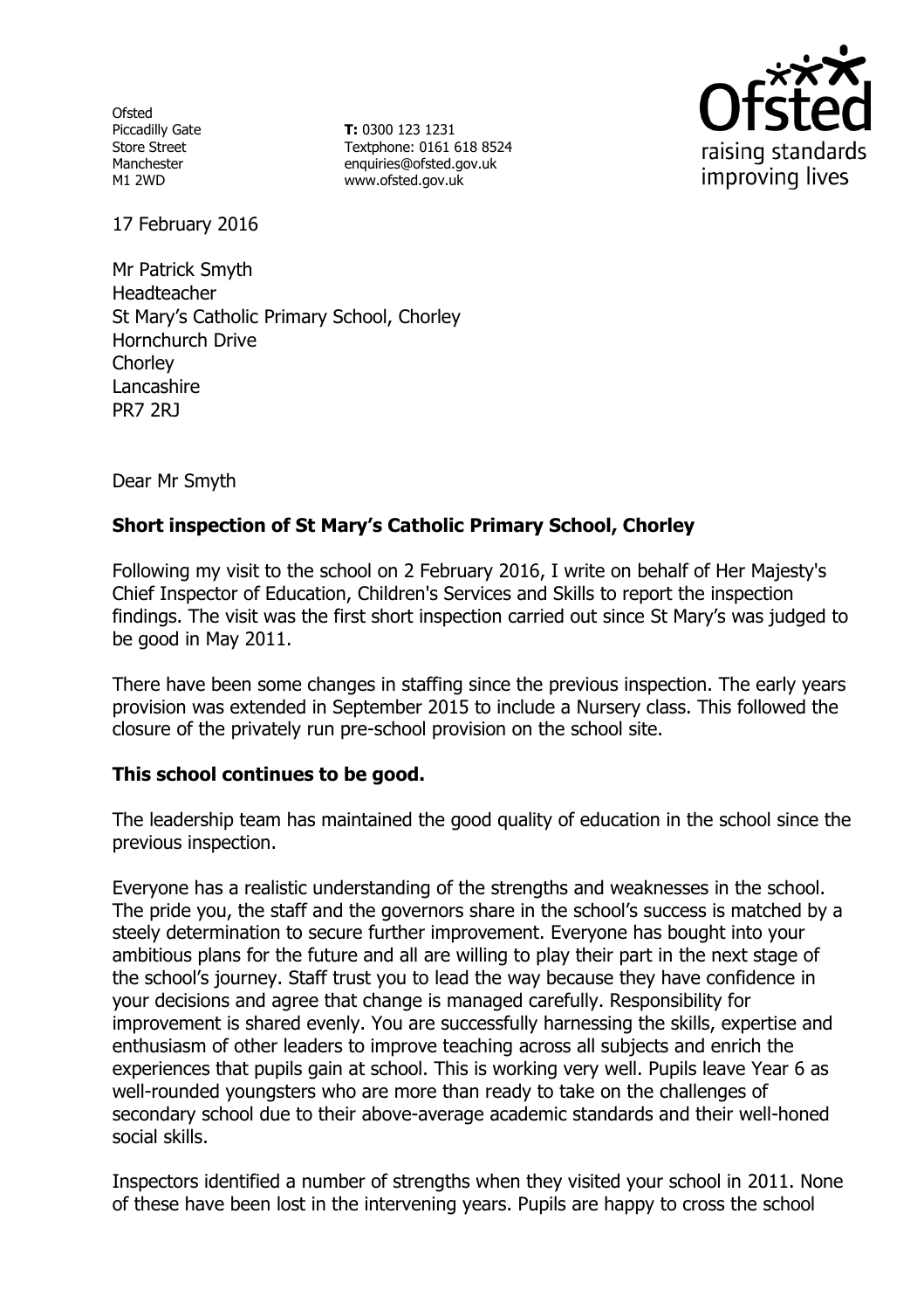Ofsted
Piccadilly Gate
Store Street
Manchester
M1 2WD

**T:** 0300 123 1231
Textphone: 0161 618 8524
enquiries@ofsted.gov.uk
www.ofsted.gov.uk

17 February 2016

Mr Patrick Smyth
Headteacher
St Mary's Catholic Primary School, Chorley
Hornchurch Drive
Chorley
Lancashire
PR7 2RJ

Dear Mr Smyth

**Short inspection of St Mary's Catholic Primary School, Chorley**

Following my visit to the school on 2 February 2016, I write on behalf of Her Majesty's Chief Inspector of Education, Children's Services and Skills to report the inspection findings. The visit was the first short inspection carried out since St Mary's was judged to be good in May 2011.

There have been some changes in staffing since the previous inspection. The early years provision was extended in September 2015 to include a Nursery class. This followed the closure of the privately run pre-school provision on the school site.

**This school continues to be good.**

The leadership team has maintained the good quality of education in the school since the previous inspection.

Everyone has a realistic understanding of the strengths and weaknesses in the school. The pride you, the staff and the governors share in the school's success is matched by a steely determination to secure further improvement. Everyone has bought into your ambitious plans for the future and all are willing to play their part in the next stage of the school's journey. Staff trust you to lead the way because they have confidence in your decisions and agree that change is managed carefully. Responsibility for improvement is shared evenly. You are successfully harnessing the skills, expertise and enthusiasm of other leaders to improve teaching across all subjects and enrich the experiences that pupils gain at school. This is working very well. Pupils leave Year 6 as well-rounded youngsters who are more than ready to take on the challenges of secondary school due to their above-average academic standards and their well-honed social skills.

Inspectors identified a number of strengths when they visited your school in 2011. None of these have been lost in the intervening years. Pupils are happy to cross the school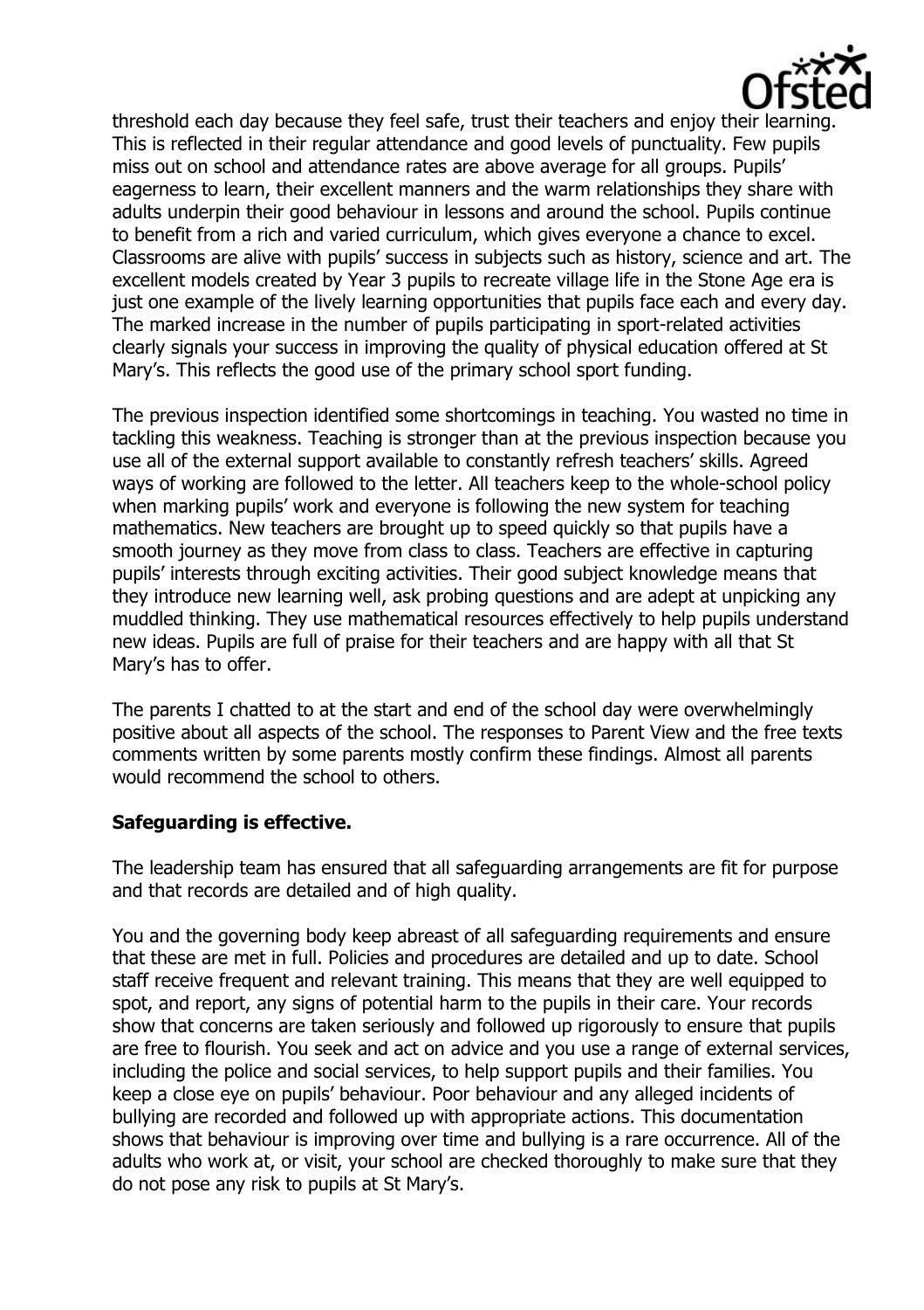threshold each day because they feel safe, trust their teachers and enjoy their learning. This is reflected in their regular attendance and good levels of punctuality. Few pupils miss out on school and attendance rates are above average for all groups. Pupils' eagerness to learn, their excellent manners and the warm relationships they share with adults underpin their good behaviour in lessons and around the school. Pupils continue to benefit from a rich and varied curriculum, which gives everyone a chance to excel. Classrooms are alive with pupils' success in subjects such as history, science and art. The excellent models created by Year 3 pupils to recreate village life in the Stone Age era is just one example of the lively learning opportunities that pupils face each and every day. The marked increase in the number of pupils participating in sport-related activities clearly signals your success in improving the quality of physical education offered at St Mary's. This reflects the good use of the primary school sport funding.

The previous inspection identified some shortcomings in teaching. You wasted no time in tackling this weakness. Teaching is stronger than at the previous inspection because you use all of the external support available to constantly refresh teachers' skills. Agreed ways of working are followed to the letter. All teachers keep to the whole-school policy when marking pupils' work and everyone is following the new system for teaching mathematics. New teachers are brought up to speed quickly so that pupils have a smooth journey as they move from class to class. Teachers are effective in capturing pupils' interests through exciting activities. Their good subject knowledge means that they introduce new learning well, ask probing questions and are adept at unpicking any muddled thinking. They use mathematical resources effectively to help pupils understand new ideas. Pupils are full of praise for their teachers and are happy with all that St Mary's has to offer.

The parents I chatted to at the start and end of the school day were overwhelmingly positive about all aspects of the school. The responses to Parent View and the free texts comments written by some parents mostly confirm these findings. Almost all parents would recommend the school to others.

**Safeguarding is effective.**

The leadership team has ensured that all safeguarding arrangements are fit for purpose and that records are detailed and of high quality.

You and the governing body keep abreast of all safeguarding requirements and ensure that these are met in full. Policies and procedures are detailed and up to date. School staff receive frequent and relevant training. This means that they are well equipped to spot, and report, any signs of potential harm to the pupils in their care. Your records show that concerns are taken seriously and followed up rigorously to ensure that pupils are free to flourish. You seek and act on advice and you use a range of external services, including the police and social services, to help support pupils and their families. You keep a close eye on pupils' behaviour. Poor behaviour and any alleged incidents of bullying are recorded and followed up with appropriate actions. This documentation shows that behaviour is improving over time and bullying is a rare occurrence. All of the adults who work at, or visit, your school are checked thoroughly to make sure that they do not pose any risk to pupils at St Mary's.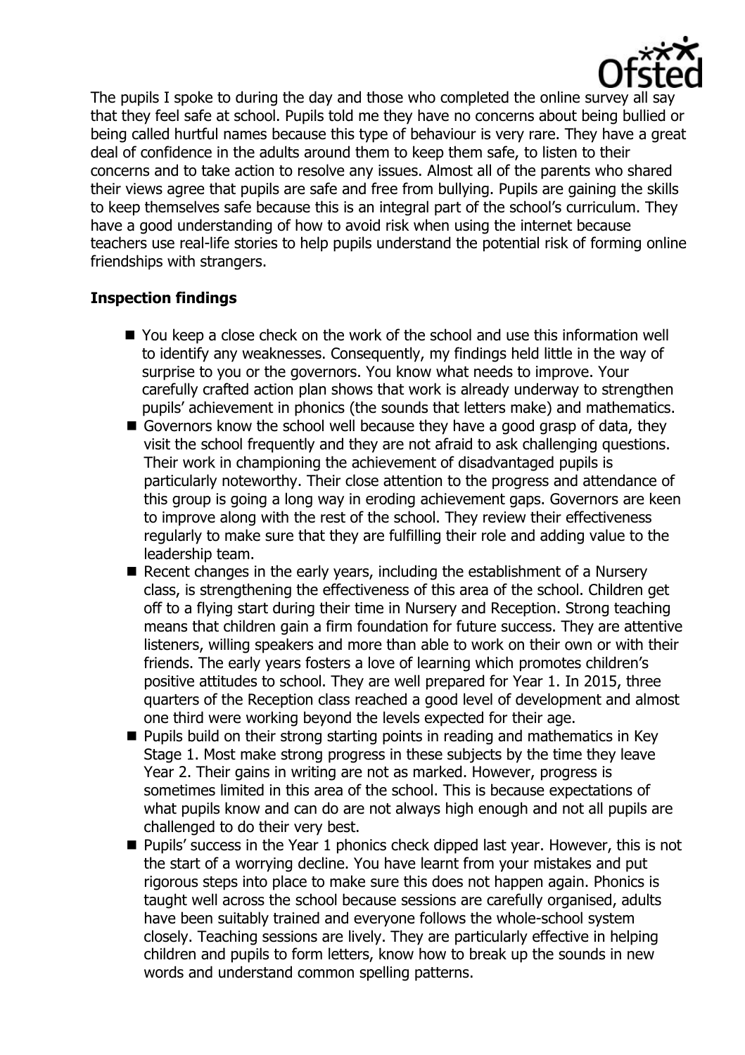The pupils I spoke to during the day and those who completed the online survey all say that they feel safe at school. Pupils told me they have no concerns about being bullied or being called hurtful names because this type of behaviour is very rare. They have a great deal of confidence in the adults around them to keep them safe, to listen to their concerns and to take action to resolve any issues. Almost all of the parents who shared their views agree that pupils are safe and free from bullying. Pupils are gaining the skills to keep themselves safe because this is an integral part of the school's curriculum. They have a good understanding of how to avoid risk when using the internet because teachers use real-life stories to help pupils understand the potential risk of forming online friendships with strangers.

**Inspection findings**

- You keep a close check on the work of the school and use this information well to identify any weaknesses. Consequently, my findings held little in the way of surprise to you or the governors. You know what needs to improve. Your carefully crafted action plan shows that work is already underway to strengthen pupils' achievement in phonics (the sounds that letters make) and mathematics.
- Governors know the school well because they have a good grasp of data, they visit the school frequently and they are not afraid to ask challenging questions. Their work in championing the achievement of disadvantaged pupils is particularly noteworthy. Their close attention to the progress and attendance of this group is going a long way in eroding achievement gaps. Governors are keen to improve along with the rest of the school. They review their effectiveness regularly to make sure that they are fulfilling their role and adding value to the leadership team.
- Recent changes in the early years, including the establishment of a Nursery class, is strengthening the effectiveness of this area of the school. Children get off to a flying start during their time in Nursery and Reception. Strong teaching means that children gain a firm foundation for future success. They are attentive listeners, willing speakers and more than able to work on their own or with their friends. The early years fosters a love of learning which promotes children's positive attitudes to school. They are well prepared for Year 1. In 2015, three quarters of the Reception class reached a good level of development and almost one third were working beyond the levels expected for their age.
- Pupils build on their strong starting points in reading and mathematics in Key Stage 1. Most make strong progress in these subjects by the time they leave Year 2. Their gains in writing are not as marked. However, progress is sometimes limited in this area of the school. This is because expectations of what pupils know and can do are not always high enough and not all pupils are challenged to do their very best.
- Pupils' success in the Year 1 phonics check dipped last year. However, this is not the start of a worrying decline. You have learnt from your mistakes and put rigorous steps into place to make sure this does not happen again. Phonics is taught well across the school because sessions are carefully organised, adults have been suitably trained and everyone follows the whole-school system closely. Teaching sessions are lively. They are particularly effective in helping children and pupils to form letters, know how to break up the sounds in new words and understand common spelling patterns.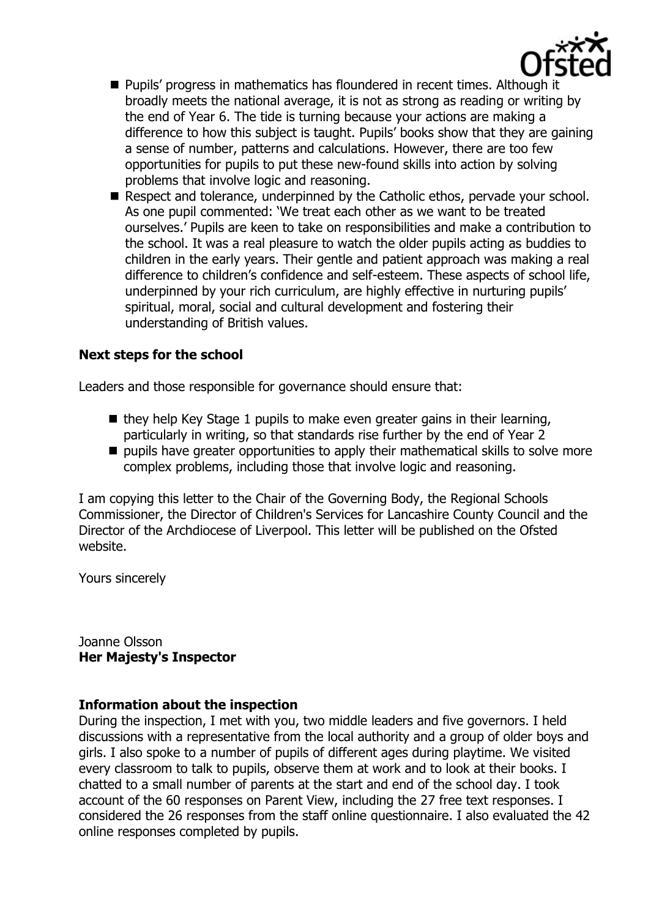- Pupils' progress in mathematics has floundered in recent times. Although it broadly meets the national average, it is not as strong as reading or writing by the end of Year 6. The tide is turning because your actions are making a difference to how this subject is taught. Pupils' books show that they are gaining a sense of number, patterns and calculations. However, there are too few opportunities for pupils to put these new-found skills into action by solving problems that involve logic and reasoning.
- Respect and tolerance, underpinned by the Catholic ethos, pervade your school. As one pupil commented: 'We treat each other as we want to be treated ourselves.' Pupils are keen to take on responsibilities and make a contribution to the school. It was a real pleasure to watch the older pupils acting as buddies to children in the early years. Their gentle and patient approach was making a real difference to children's confidence and self-esteem. These aspects of school life, underpinned by your rich curriculum, are highly effective in nurturing pupils' spiritual, moral, social and cultural development and fostering their understanding of British values.

**Next steps for the school**

Leaders and those responsible for governance should ensure that:

- they help Key Stage 1 pupils to make even greater gains in their learning, particularly in writing, so that standards rise further by the end of Year 2
- pupils have greater opportunities to apply their mathematical skills to solve more complex problems, including those that involve logic and reasoning.

I am copying this letter to the Chair of the Governing Body, the Regional Schools Commissioner, the Director of Children's Services for Lancashire County Council and the Director of the Archdiocese of Liverpool. This letter will be published on the Ofsted website.

Yours sincerely

Joanne Olsson
**Her Majesty's Inspector**

**Information about the inspection**

During the inspection, I met with you, two middle leaders and five governors. I held discussions with a representative from the local authority and a group of older boys and girls. I also spoke to a number of pupils of different ages during playtime. We visited every classroom to talk to pupils, observe them at work and to look at their books. I chatted to a small number of parents at the start and end of the school day. I took account of the 60 responses on Parent View, including the 27 free text responses. I considered the 26 responses from the staff online questionnaire. I also evaluated the 42 online responses completed by pupils.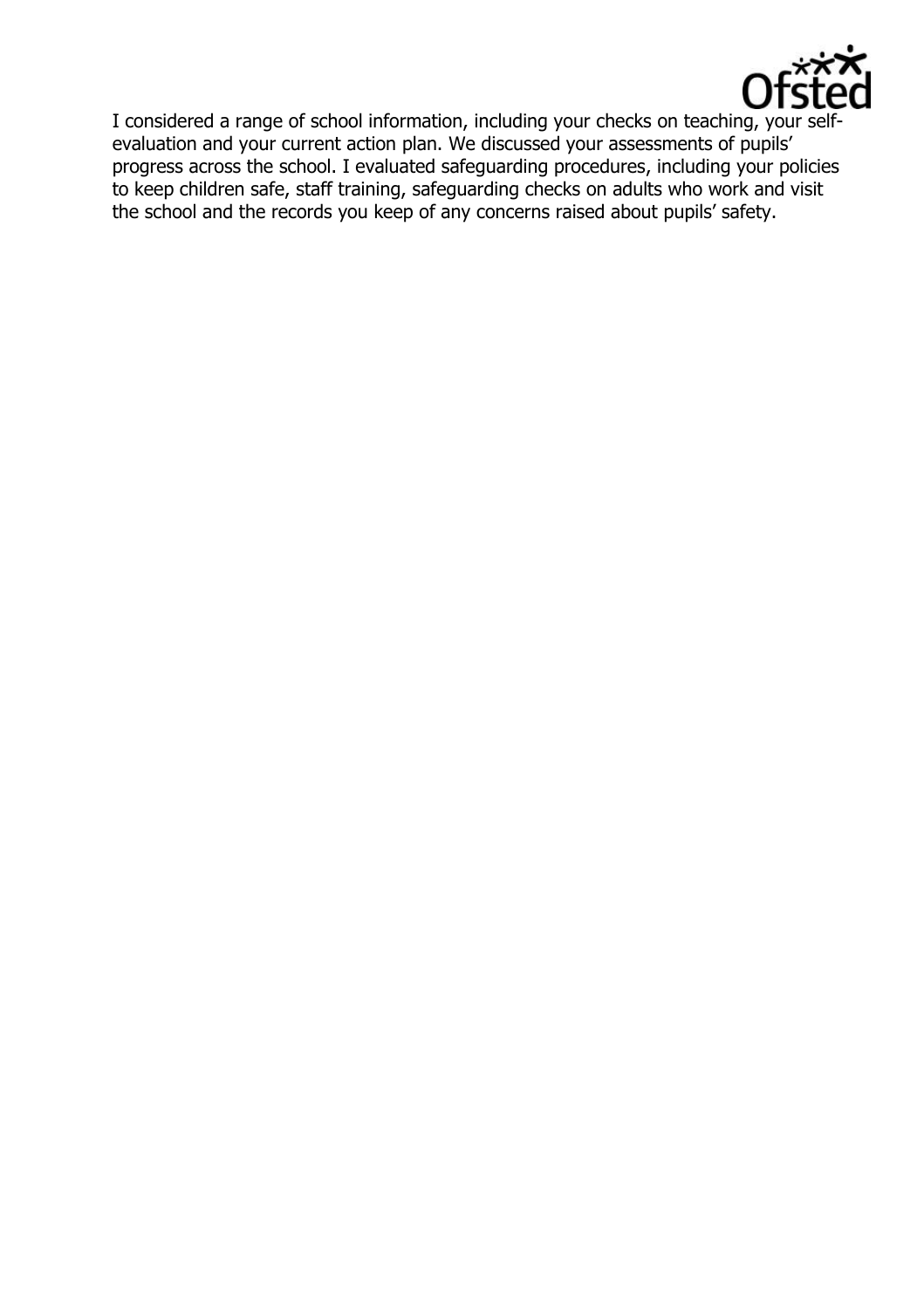I considered a range of school information, including your checks on teaching, your self-evaluation and your current action plan. We discussed your assessments of pupils' progress across the school. I evaluated safeguarding procedures, including your policies to keep children safe, staff training, safeguarding checks on adults who work and visit the school and the records you keep of any concerns raised about pupils' safety.